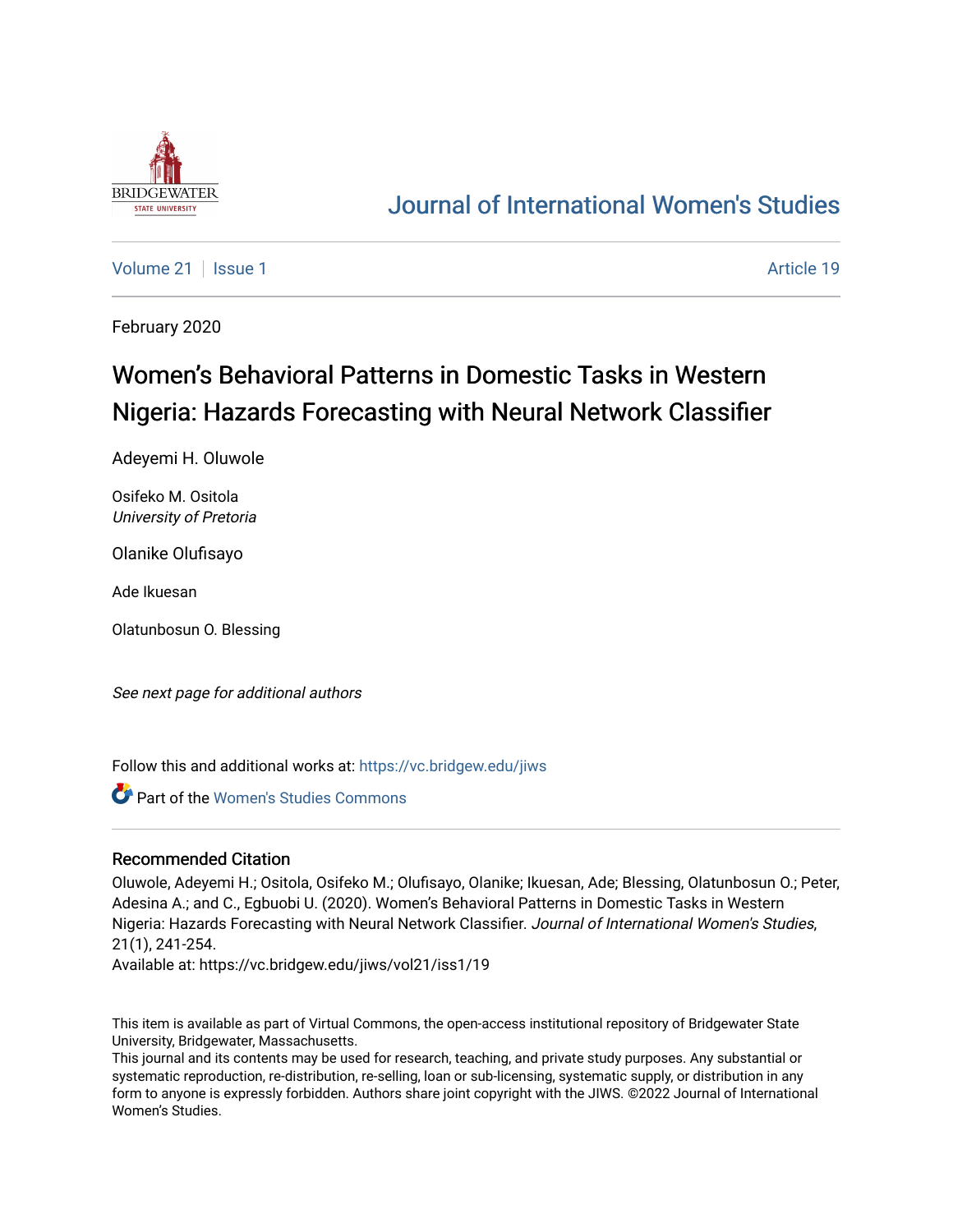# Journal of International Women's Studies

Volume 21 | Issue 1 Article 19

February 2020

## Women's Behavioral Patterns in Domestic Tasks in Western Nigeria: Hazards Forecasting with Neural Network Classifier

Adeyemi H. Oluwole

Osifeko M. Ositola
*University of Pretoria*

Olanike Olufisayo

Ade Ikuesan

Olatunbosun O. Blessing

*See next page for additional authors*

Follow this and additional works at: https://vc.bridgew.edu/jiws

Part of the Women's Studies Commons

### Recommended Citation

Oluwole, Adeyemi H.; Ositola, Osifeko M.; Olufisayo, Olanike; Ikuesan, Ade; Blessing, Olatunbosun O.; Peter, Adesina A.; and C., Egbuobi U. (2020). Women's Behavioral Patterns in Domestic Tasks in Western Nigeria: Hazards Forecasting with Neural Network Classifier. *Journal of International Women's Studies*, 21(1), 241-254.
Available at: https://vc.bridgew.edu/jiws/vol21/iss1/19

This item is available as part of Virtual Commons, the open-access institutional repository of Bridgewater State University, Bridgewater, Massachusetts.
This journal and its contents may be used for research, teaching, and private study purposes. Any substantial or systematic reproduction, re-distribution, re-selling, loan or sub-licensing, systematic supply, or distribution in any form to anyone is expressly forbidden. Authors share joint copyright with the JIWS. ©2022 Journal of International Women's Studies.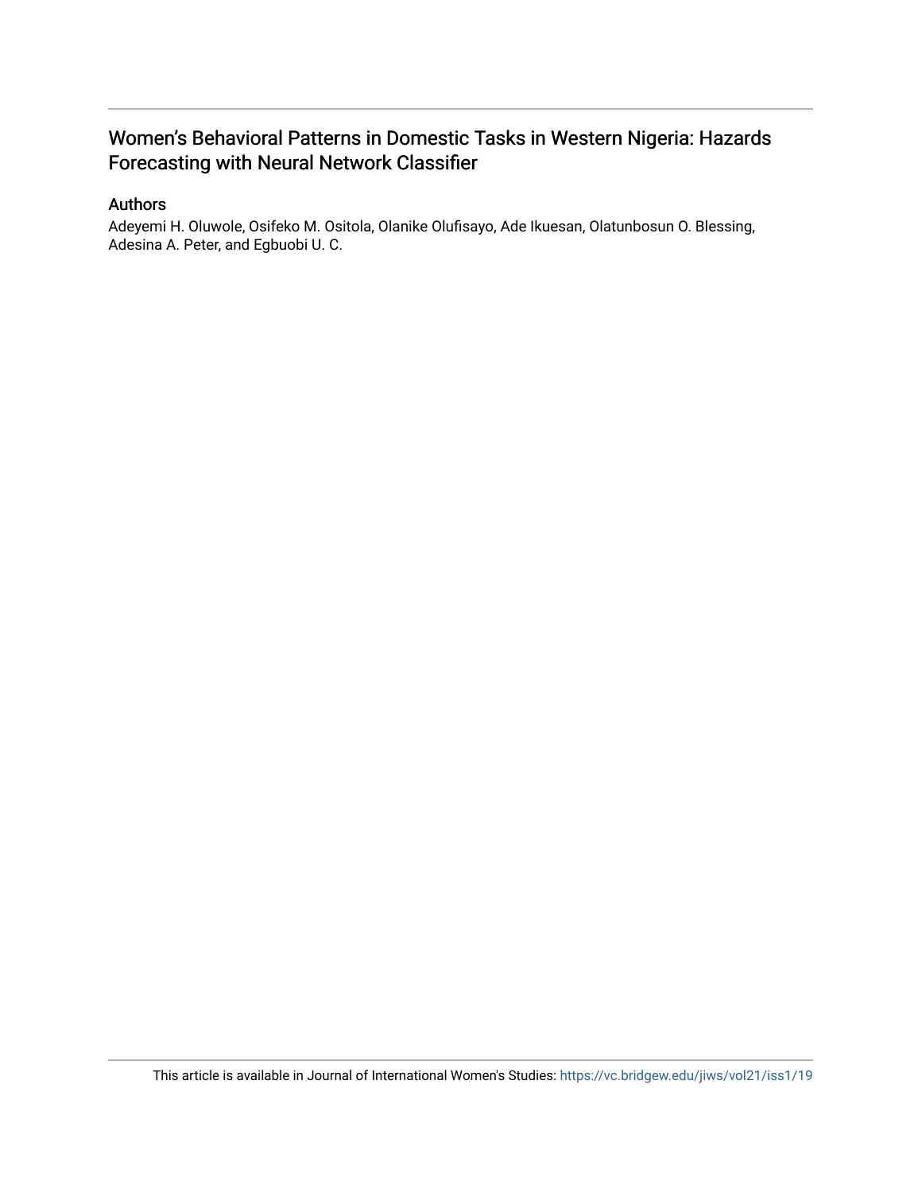# Women's Behavioral Patterns in Domestic Tasks in Western Nigeria: Hazards Forecasting with Neural Network Classifier

## Authors

Adeyemi H. Oluwole, Osifeko M. Ositola, Olanike Olufisayo, Ade Ikuesan, Olatunbosun O. Blessing, Adesina A. Peter, and Egbuobi U. C.

This article is available in Journal of International Women's Studies: https://vc.bridgew.edu/jiws/vol21/iss1/19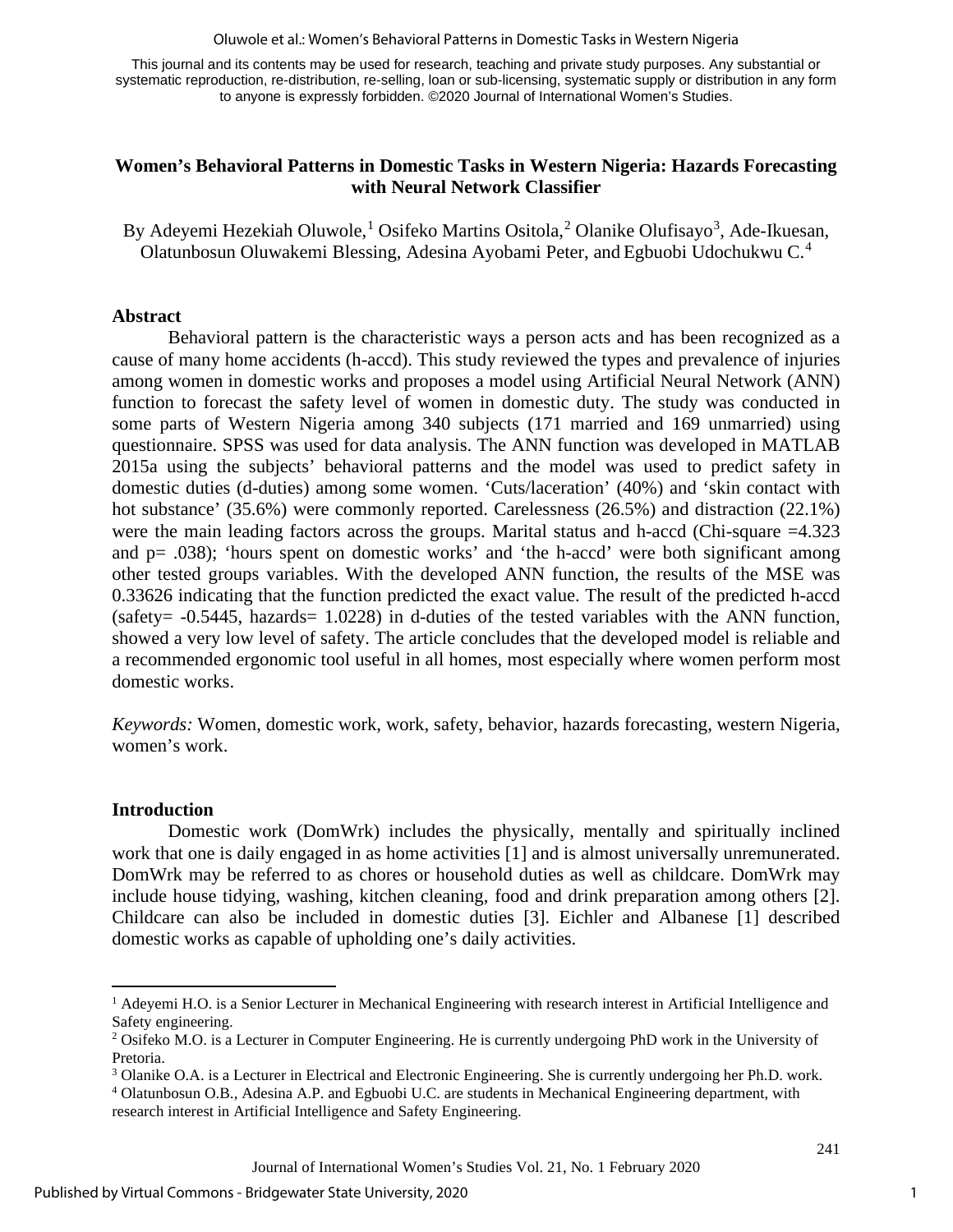This journal and its contents may be used for research, teaching and private study purposes. Any substantial or systematic reproduction, re-distribution, re-selling, loan or sub-licensing, systematic supply or distribution in any form to anyone is expressly forbidden. ©2020 Journal of International Women's Studies.

# Women's Behavioral Patterns in Domestic Tasks in Western Nigeria: Hazards Forecasting with Neural Network Classifier

By Adeyemi Hezekiah Oluwole,[1] Osifeko Martins Ositola,[2] Olanike Olufisayo[3], Ade-Ikuesan, Olatunbosun Oluwakemi Blessing, Adesina Ayobami Peter, and Egbuobi Udochukwu C.[4]

## Abstract

Behavioral pattern is the characteristic ways a person acts and has been recognized as a cause of many home accidents (h-accd). This study reviewed the types and prevalence of injuries among women in domestic works and proposes a model using Artificial Neural Network (ANN) function to forecast the safety level of women in domestic duty. The study was conducted in some parts of Western Nigeria among 340 subjects (171 married and 169 unmarried) using questionnaire. SPSS was used for data analysis. The ANN function was developed in MATLAB 2015a using the subjects' behavioral patterns and the model was used to predict safety in domestic duties (d-duties) among some women. 'Cuts/laceration' (40%) and 'skin contact with hot substance' (35.6%) were commonly reported. Carelessness (26.5%) and distraction (22.1%) were the main leading factors across the groups. Marital status and h-accd (Chi-square =4.323 and p= .038); 'hours spent on domestic works' and 'the h-accd' were both significant among other tested groups variables. With the developed ANN function, the results of the MSE was 0.33626 indicating that the function predicted the exact value. The result of the predicted h-accd (safety= -0.5445, hazards= 1.0228) in d-duties of the tested variables with the ANN function, showed a very low level of safety. The article concludes that the developed model is reliable and a recommended ergonomic tool useful in all homes, most especially where women perform most domestic works.

*Keywords:* Women, domestic work, work, safety, behavior, hazards forecasting, western Nigeria, women's work.

## Introduction

Domestic work (DomWrk) includes the physically, mentally and spiritually inclined work that one is daily engaged in as home activities [1] and is almost universally unremunerated. DomWrk may be referred to as chores or household duties as well as childcare. DomWrk may include house tidying, washing, kitchen cleaning, food and drink preparation among others [2]. Childcare can also be included in domestic duties [3]. Eichler and Albanese [1] described domestic works as capable of upholding one's daily activities.

---

[1] Adeyemi H.O. is a Senior Lecturer in Mechanical Engineering with research interest in Artificial Intelligence and Safety engineering.

[2] Osifeko M.O. is a Lecturer in Computer Engineering. He is currently undergoing PhD work in the University of Pretoria.

[3] Olanike O.A. is a Lecturer in Electrical and Electronic Engineering. She is currently undergoing her Ph.D. work.

[4] Olatunbosun O.B., Adesina A.P. and Egbuobi U.C. are students in Mechanical Engineering department, with research interest in Artificial Intelligence and Safety Engineering.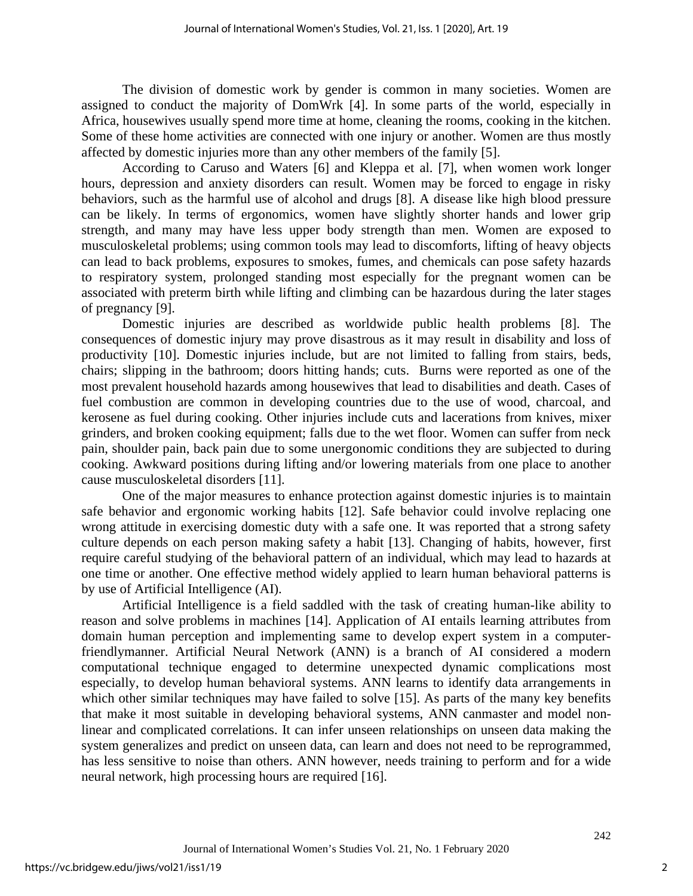The division of domestic work by gender is common in many societies. Women are assigned to conduct the majority of DomWrk [4]. In some parts of the world, especially in Africa, housewives usually spend more time at home, cleaning the rooms, cooking in the kitchen. Some of these home activities are connected with one injury or another. Women are thus mostly affected by domestic injuries more than any other members of the family [5].

According to Caruso and Waters [6] and Kleppa et al. [7], when women work longer hours, depression and anxiety disorders can result. Women may be forced to engage in risky behaviors, such as the harmful use of alcohol and drugs [8]. A disease like high blood pressure can be likely. In terms of ergonomics, women have slightly shorter hands and lower grip strength, and many may have less upper body strength than men. Women are exposed to musculoskeletal problems; using common tools may lead to discomforts, lifting of heavy objects can lead to back problems, exposures to smokes, fumes, and chemicals can pose safety hazards to respiratory system, prolonged standing most especially for the pregnant women can be associated with preterm birth while lifting and climbing can be hazardous during the later stages of pregnancy [9].

Domestic injuries are described as worldwide public health problems [8]. The consequences of domestic injury may prove disastrous as it may result in disability and loss of productivity [10]. Domestic injuries include, but are not limited to falling from stairs, beds, chairs; slipping in the bathroom; doors hitting hands; cuts. Burns were reported as one of the most prevalent household hazards among housewives that lead to disabilities and death. Cases of fuel combustion are common in developing countries due to the use of wood, charcoal, and kerosene as fuel during cooking. Other injuries include cuts and lacerations from knives, mixer grinders, and broken cooking equipment; falls due to the wet floor. Women can suffer from neck pain, shoulder pain, back pain due to some unergonomic conditions they are subjected to during cooking. Awkward positions during lifting and/or lowering materials from one place to another cause musculoskeletal disorders [11].

One of the major measures to enhance protection against domestic injuries is to maintain safe behavior and ergonomic working habits [12]. Safe behavior could involve replacing one wrong attitude in exercising domestic duty with a safe one. It was reported that a strong safety culture depends on each person making safety a habit [13]. Changing of habits, however, first require careful studying of the behavioral pattern of an individual, which may lead to hazards at one time or another. One effective method widely applied to learn human behavioral patterns is by use of Artificial Intelligence (AI).

Artificial Intelligence is a field saddled with the task of creating human-like ability to reason and solve problems in machines [14]. Application of AI entails learning attributes from domain human perception and implementing same to develop expert system in a computer-friendlymanner. Artificial Neural Network (ANN) is a branch of AI considered a modern computational technique engaged to determine unexpected dynamic complications most especially, to develop human behavioral systems. ANN learns to identify data arrangements in which other similar techniques may have failed to solve [15]. As parts of the many key benefits that make it most suitable in developing behavioral systems, ANN canmaster and model non-linear and complicated correlations. It can infer unseen relationships on unseen data making the system generalizes and predict on unseen data, can learn and does not need to be reprogrammed, has less sensitive to noise than others. ANN however, needs training to perform and for a wide neural network, high processing hours are required [16].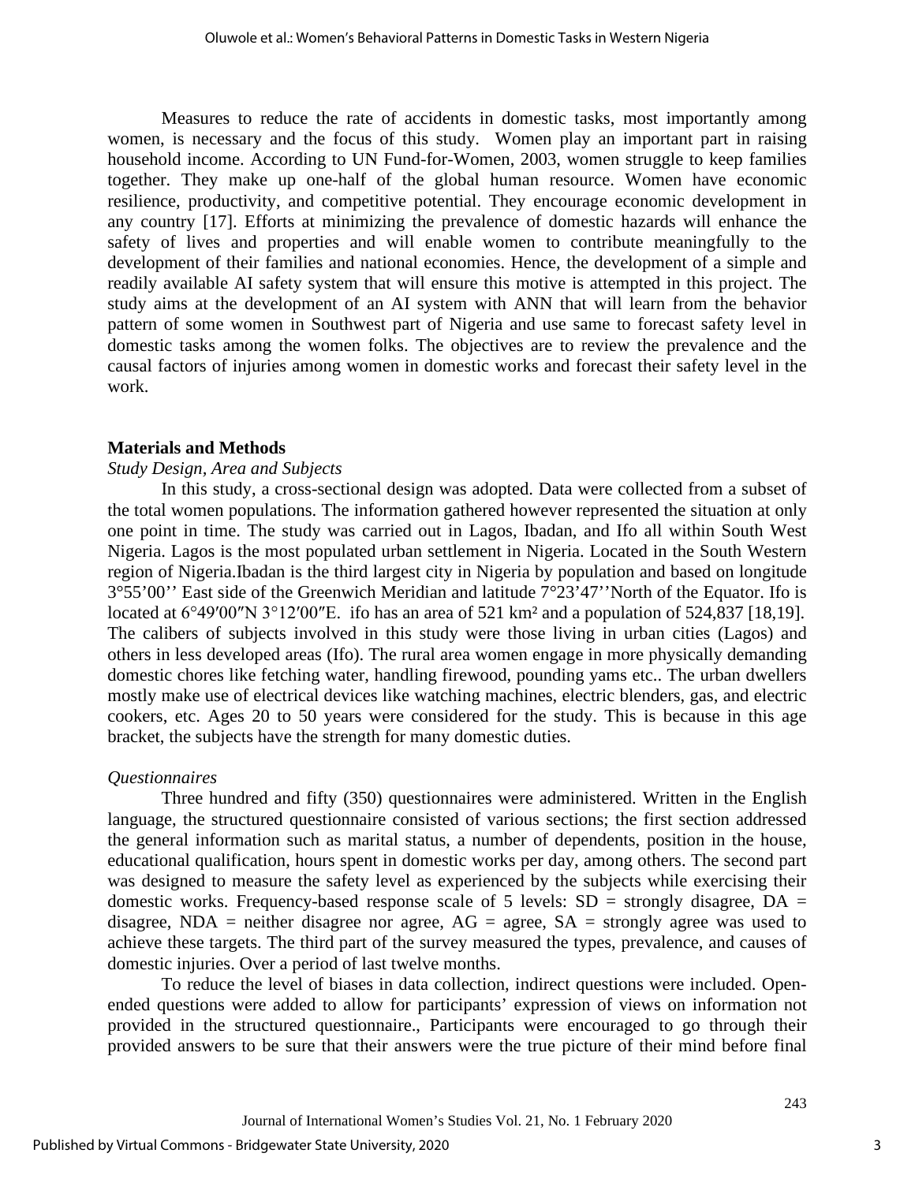Measures to reduce the rate of accidents in domestic tasks, most importantly among women, is necessary and the focus of this study. Women play an important part in raising household income. According to UN Fund-for-Women, 2003, women struggle to keep families together. They make up one-half of the global human resource. Women have economic resilience, productivity, and competitive potential. They encourage economic development in any country [17]. Efforts at minimizing the prevalence of domestic hazards will enhance the safety of lives and properties and will enable women to contribute meaningfully to the development of their families and national economies. Hence, the development of a simple and readily available AI safety system that will ensure this motive is attempted in this project. The study aims at the development of an AI system with ANN that will learn from the behavior pattern of some women in Southwest part of Nigeria and use same to forecast safety level in domestic tasks among the women folks. The objectives are to review the prevalence and the causal factors of injuries among women in domestic works and forecast their safety level in the work.

## Materials and Methods

### *Study Design, Area and Subjects*

In this study, a cross-sectional design was adopted. Data were collected from a subset of the total women populations. The information gathered however represented the situation at only one point in time. The study was carried out in Lagos, Ibadan, and Ifo all within South West Nigeria. Lagos is the most populated urban settlement in Nigeria. Located in the South Western region of Nigeria.Ibadan is the third largest city in Nigeria by population and based on longitude 3°55’00’’ East side of the Greenwich Meridian and latitude 7°23’47’’North of the Equator. Ifo is located at 6°49′00″N 3°12′00″E. ifo has an area of 521 km² and a population of 524,837 [18,19]. The calibers of subjects involved in this study were those living in urban cities (Lagos) and others in less developed areas (Ifo). The rural area women engage in more physically demanding domestic chores like fetching water, handling firewood, pounding yams etc.. The urban dwellers mostly make use of electrical devices like watching machines, electric blenders, gas, and electric cookers, etc. Ages 20 to 50 years were considered for the study. This is because in this age bracket, the subjects have the strength for many domestic duties.

### *Questionnaires*

Three hundred and fifty (350) questionnaires were administered. Written in the English language, the structured questionnaire consisted of various sections; the first section addressed the general information such as marital status, a number of dependents, position in the house, educational qualification, hours spent in domestic works per day, among others. The second part was designed to measure the safety level as experienced by the subjects while exercising their domestic works. Frequency-based response scale of 5 levels: SD = strongly disagree, DA = disagree, NDA = neither disagree nor agree, AG = agree, SA = strongly agree was used to achieve these targets. The third part of the survey measured the types, prevalence, and causes of domestic injuries. Over a period of last twelve months.

To reduce the level of biases in data collection, indirect questions were included. Open-ended questions were added to allow for participants’ expression of views on information not provided in the structured questionnaire., Participants were encouraged to go through their provided answers to be sure that their answers were the true picture of their mind before final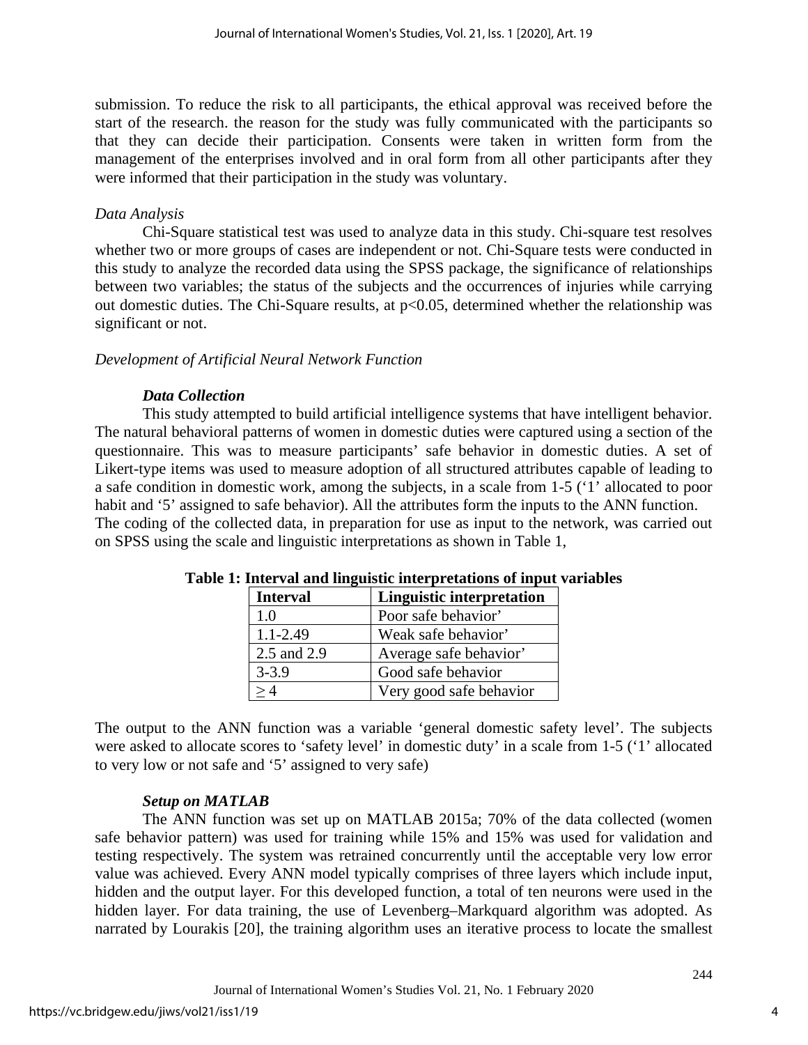submission. To reduce the risk to all participants, the ethical approval was received before the start of the research. the reason for the study was fully communicated with the participants so that they can decide their participation. Consents were taken in written form from the management of the enterprises involved and in oral form from all other participants after they were informed that their participation in the study was voluntary.

*Data Analysis*

Chi-Square statistical test was used to analyze data in this study. Chi-square test resolves whether two or more groups of cases are independent or not. Chi-Square tests were conducted in this study to analyze the recorded data using the SPSS package, the significance of relationships between two variables; the status of the subjects and the occurrences of injuries while carrying out domestic duties. The Chi-Square results, at $p<0.05$, determined whether the relationship was significant or not.

*Development of Artificial Neural Network Function*

***Data Collection***

This study attempted to build artificial intelligence systems that have intelligent behavior. The natural behavioral patterns of women in domestic duties were captured using a section of the questionnaire. This was to measure participants' safe behavior in domestic duties. A set of Likert-type items was used to measure adoption of all structured attributes capable of leading to a safe condition in domestic work, among the subjects, in a scale from 1-5 ('1' allocated to poor habit and '5' assigned to safe behavior). All the attributes form the inputs to the ANN function.
The coding of the collected data, in preparation for use as input to the network, was carried out on SPSS using the scale and linguistic interpretations as shown in Table 1,

**Table 1: Interval and linguistic interpretations of input variables**

| Interval | Linguistic interpretation |
|---|---|
| 1.0 | Poor safe behavior' |
| 1.1-2.49 | Weak safe behavior' |
| 2.5 and 2.9 | Average safe behavior' |
| 3-3.9 | Good safe behavior |
| $\geq 4$ | Very good safe behavior |

The output to the ANN function was a variable 'general domestic safety level'. The subjects were asked to allocate scores to 'safety level' in domestic duty' in a scale from 1-5 ('1' allocated to very low or not safe and '5' assigned to very safe)

***Setup on MATLAB***

The ANN function was set up on MATLAB 2015a; 70% of the data collected (women safe behavior pattern) was used for training while 15% and 15% was used for validation and testing respectively. The system was retrained concurrently until the acceptable very low error value was achieved. Every ANN model typically comprises of three layers which include input, hidden and the output layer. For this developed function, a total of ten neurons were used in the hidden layer. For data training, the use of Levenberg–Markquard algorithm was adopted. As narrated by Lourakis [20], the training algorithm uses an iterative process to locate the smallest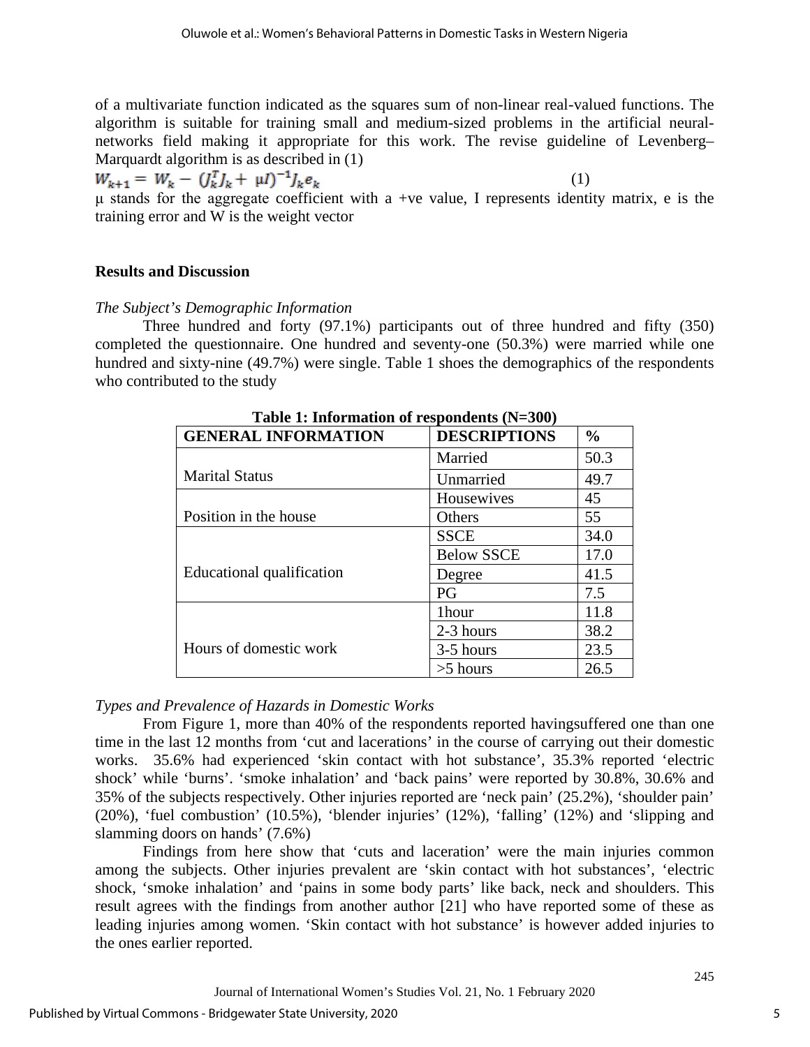of a multivariate function indicated as the squares sum of non-linear real-valued functions. The algorithm is suitable for training small and medium-sized problems in the artificial neural-networks field making it appropriate for this work. The revise guideline of Levenberg–Marquardt algorithm is as described in (1)

$$W_{k+1} = W_k - (J_k^T J_k + \mu I)^{-1} J_k e_k \quad (1)$$

μ stands for the aggregate coefficient with a +ve value, I represents identity matrix, e is the training error and W is the weight vector

## Results and Discussion

*The Subject's Demographic Information*

Three hundred and forty (97.1%) participants out of three hundred and fifty (350) completed the questionnaire. One hundred and seventy-one (50.3%) were married while one hundred and sixty-nine (49.7%) were single. Table 1 shoes the demographics of the respondents who contributed to the study

**Table 1: Information of respondents (N=300)**

| GENERAL INFORMATION | DESCRIPTIONS | % |
|---|---|---|
| Marital Status | Married | 50.3 |
| | Unmarried | 49.7 |
| Position in the house | Housewives | 45 |
| | Others | 55 |
| Educational qualification | SSCE | 34.0 |
| | Below SSCE | 17.0 |
| | Degree | 41.5 |
| | PG | 7.5 |
| Hours of domestic work | 1hour | 11.8 |
| | 2-3 hours | 38.2 |
| | 3-5 hours | 23.5 |
| | >5 hours | 26.5 |

*Types and Prevalence of Hazards in Domestic Works*

From Figure 1, more than 40% of the respondents reported havingsuffered one than one time in the last 12 months from 'cut and lacerations' in the course of carrying out their domestic works. 35.6% had experienced 'skin contact with hot substance', 35.3% reported 'electric shock' while 'burns'. 'smoke inhalation' and 'back pains' were reported by 30.8%, 30.6% and 35% of the subjects respectively. Other injuries reported are 'neck pain' (25.2%), 'shoulder pain' (20%), 'fuel combustion' (10.5%), 'blender injuries' (12%), 'falling' (12%) and 'slipping and slamming doors on hands' (7.6%)

Findings from here show that 'cuts and laceration' were the main injuries common among the subjects. Other injuries prevalent are 'skin contact with hot substances', 'electric shock, 'smoke inhalation' and 'pains in some body parts' like back, neck and shoulders. This result agrees with the findings from another author [21] who have reported some of these as leading injuries among women. 'Skin contact with hot substance' is however added injuries to the ones earlier reported.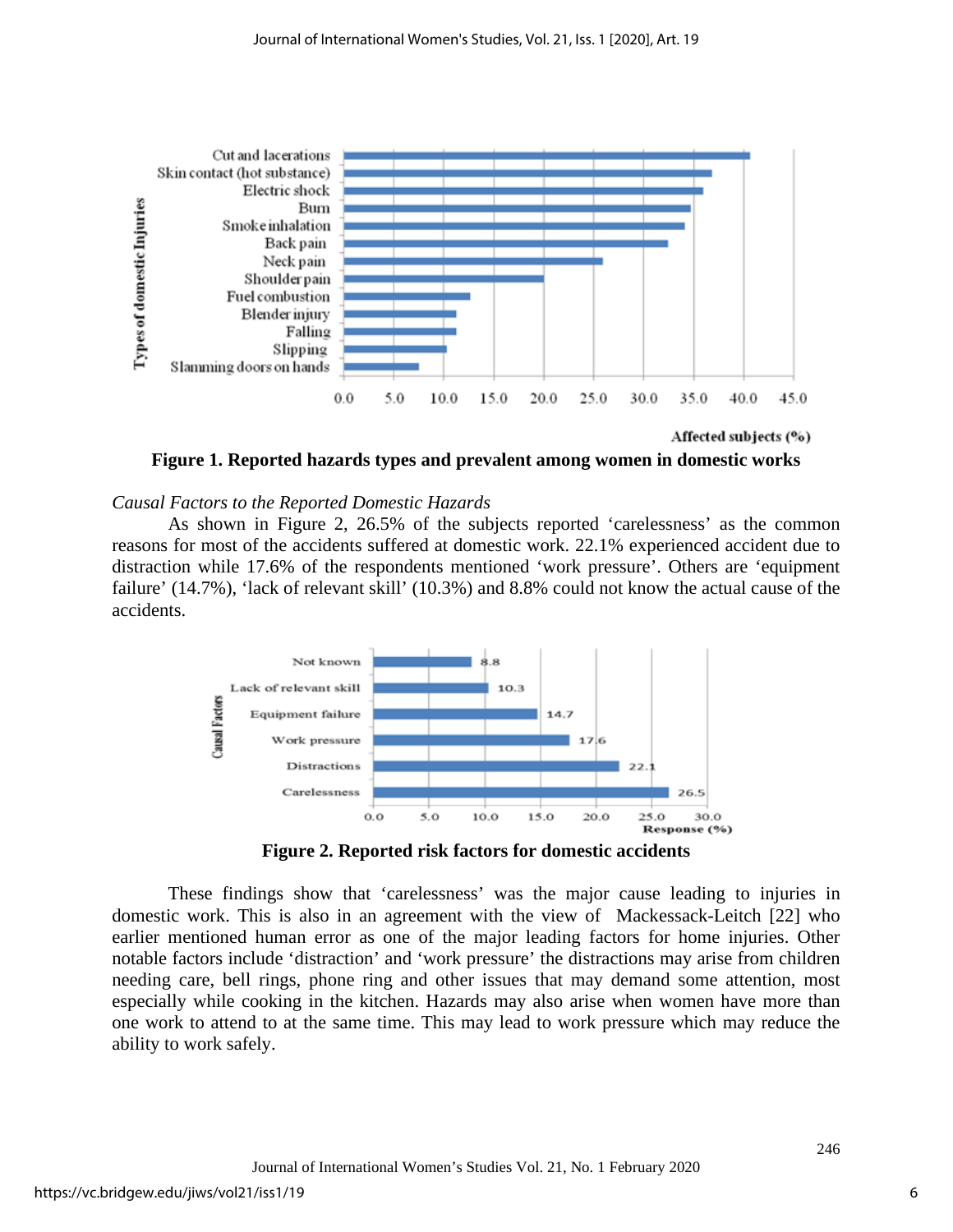Figure 1. Reported hazards types and prevalent among women in domestic works

*Causal Factors to the Reported Domestic Hazards*

As shown in Figure 2, 26.5% of the subjects reported ‘carelessness’ as the common reasons for most of the accidents suffered at domestic work. 22.1% experienced accident due to distraction while 17.6% of the respondents mentioned ‘work pressure’. Others are ‘equipment failure’ (14.7%), ‘lack of relevant skill’ (10.3%) and 8.8% could not know the actual cause of the accidents.

Figure 2. Reported risk factors for domestic accidents

These findings show that ‘carelessness’ was the major cause leading to injuries in domestic work. This is also in an agreement with the view of Mackessack-Leitch [22] who earlier mentioned human error as one of the major leading factors for home injuries. Other notable factors include ‘distraction’ and ‘work pressure’ the distractions may arise from children needing care, bell rings, phone ring and other issues that may demand some attention, most especially while cooking in the kitchen. Hazards may also arise when women have more than one work to attend to at the same time. This may lead to work pressure which may reduce the ability to work safely.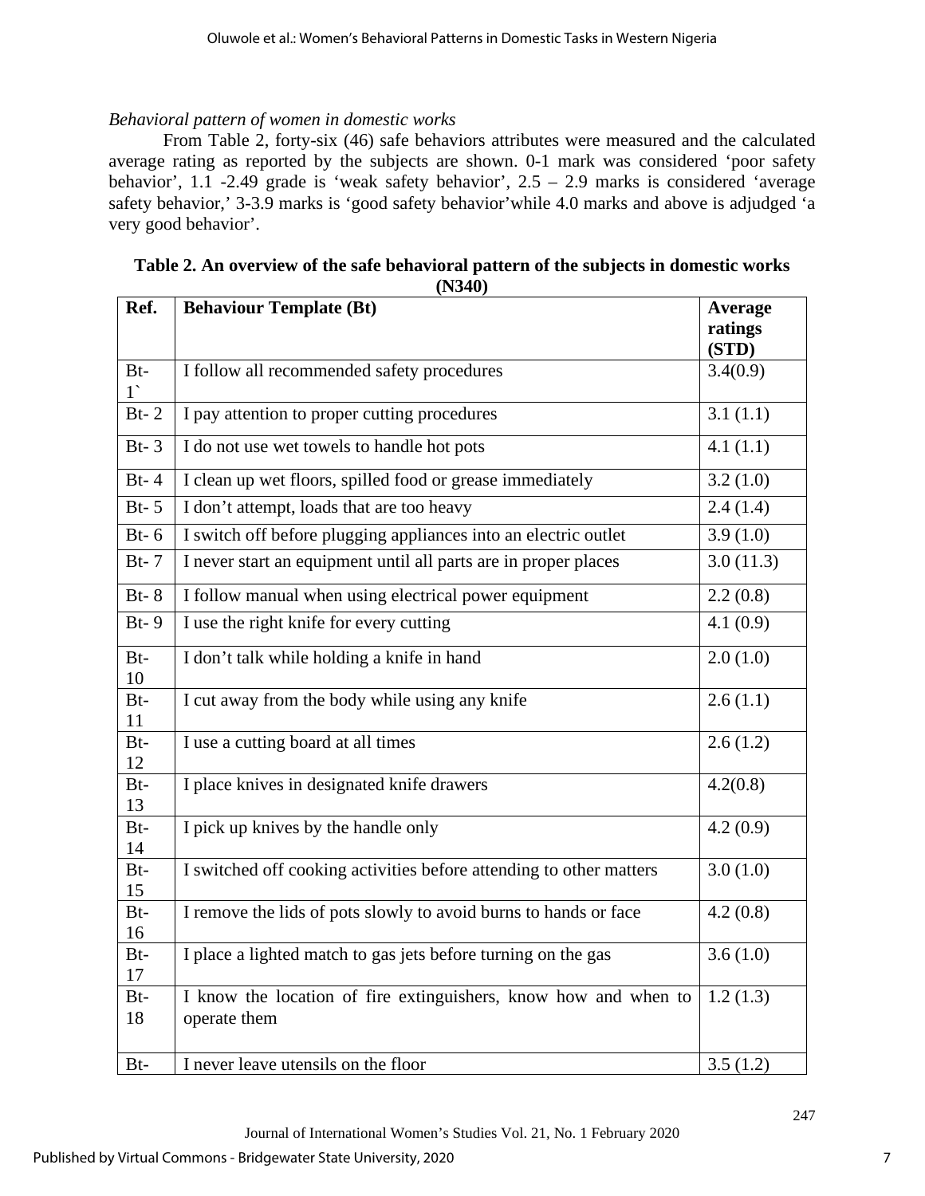*Behavioral pattern of women in domestic works*

From Table 2, forty-six (46) safe behaviors attributes were measured and the calculated average rating as reported by the subjects are shown. 0-1 mark was considered 'poor safety behavior', 1.1 -2.49 grade is 'weak safety behavior', 2.5 – 2.9 marks is considered 'average safety behavior,' 3-3.9 marks is 'good safety behavior'while 4.0 marks and above is adjudged 'a very good behavior'.

**Table 2. An overview of the safe behavioral pattern of the subjects in domestic works (N340)**

| Ref. | Behaviour Template (Bt) | Average ratings (STD) |
|---|---|---|
| Bt-1` | I follow all recommended safety procedures | 3.4(0.9) |
| Bt- 2 | I pay attention to proper cutting procedures | 3.1 (1.1) |
| Bt- 3 | I do not use wet towels to handle hot pots | 4.1 (1.1) |
| Bt- 4 | I clean up wet floors, spilled food or grease immediately | 3.2 (1.0) |
| Bt- 5 | I don't attempt, loads that are too heavy | 2.4 (1.4) |
| Bt- 6 | I switch off before plugging appliances into an electric outlet | 3.9 (1.0) |
| Bt- 7 | I never start an equipment until all parts are in proper places | 3.0 (11.3) |
| Bt- 8 | I follow manual when using electrical power equipment | 2.2 (0.8) |
| Bt- 9 | I use the right knife for every cutting | 4.1 (0.9) |
| Bt-10 | I don't talk while holding a knife in hand | 2.0 (1.0) |
| Bt-11 | I cut away from the body while using any knife | 2.6 (1.1) |
| Bt-12 | I use a cutting board at all times | 2.6 (1.2) |
| Bt-13 | I place knives in designated knife drawers | 4.2(0.8) |
| Bt-14 | I pick up knives by the handle only | 4.2 (0.9) |
| Bt-15 | I switched off cooking activities before attending to other matters | 3.0 (1.0) |
| Bt-16 | I remove the lids of pots slowly to avoid burns to hands or face | 4.2 (0.8) |
| Bt-17 | I place a lighted match to gas jets before turning on the gas | 3.6 (1.0) |
| Bt-18 | I know the location of fire extinguishers, know how and when to operate them | 1.2 (1.3) |
| Bt- | I never leave utensils on the floor | 3.5 (1.2) |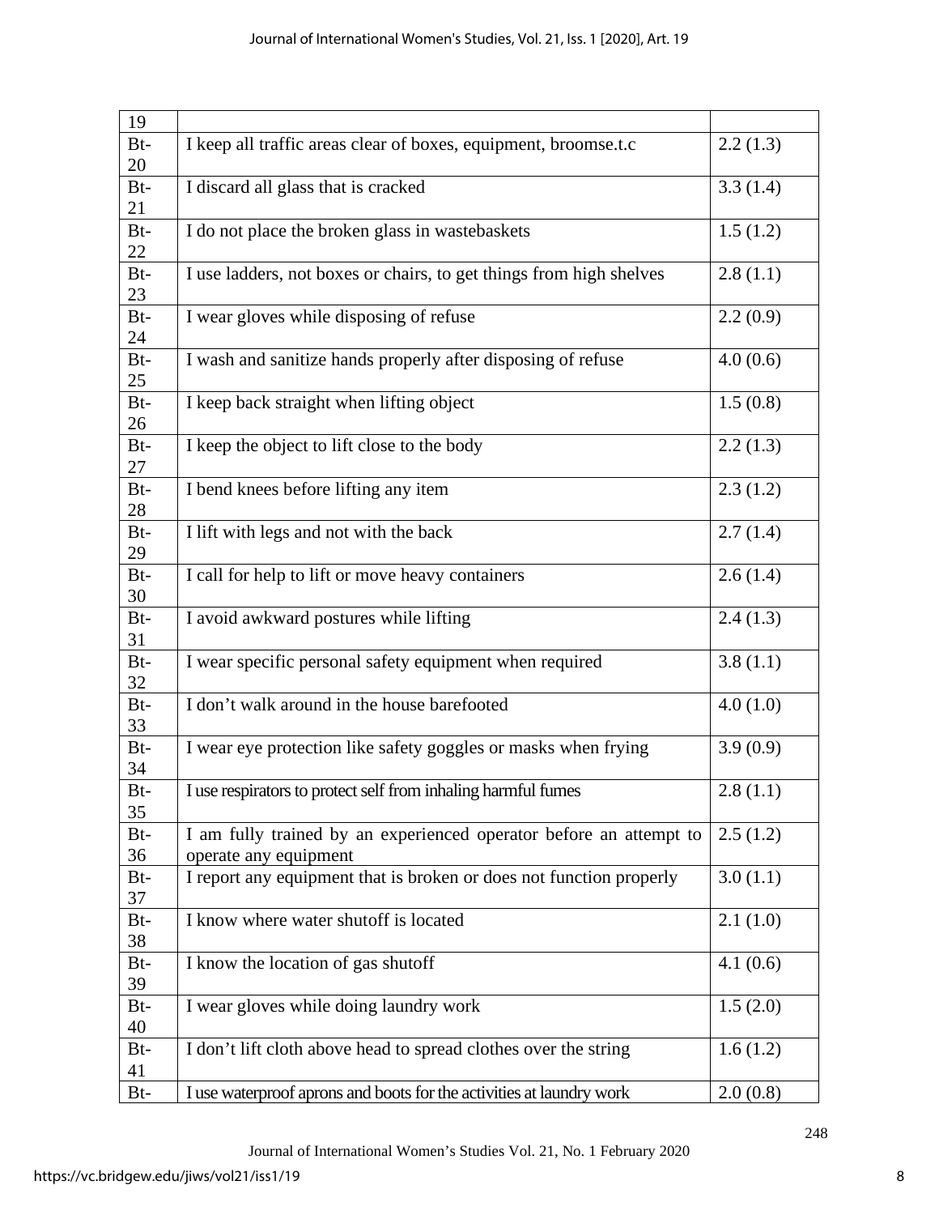| | | |
|---|---|---|
| 19 | | |
| Bt-20 | I keep all traffic areas clear of boxes, equipment, broomse.t.c | 2.2 (1.3) |
| Bt-21 | I discard all glass that is cracked | 3.3 (1.4) |
| Bt-22 | I do not place the broken glass in wastebaskets | 1.5 (1.2) |
| Bt-23 | I use ladders, not boxes or chairs, to get things from high shelves | 2.8 (1.1) |
| Bt-24 | I wear gloves while disposing of refuse | 2.2 (0.9) |
| Bt-25 | I wash and sanitize hands properly after disposing of refuse | 4.0 (0.6) |
| Bt-26 | I keep back straight when lifting object | 1.5 (0.8) |
| Bt-27 | I keep the object to lift close to the body | 2.2 (1.3) |
| Bt-28 | I bend knees before lifting any item | 2.3 (1.2) |
| Bt-29 | I lift with legs and not with the back | 2.7 (1.4) |
| Bt-30 | I call for help to lift or move heavy containers | 2.6 (1.4) |
| Bt-31 | I avoid awkward postures while lifting | 2.4 (1.3) |
| Bt-32 | I wear specific personal safety equipment when required | 3.8 (1.1) |
| Bt-33 | I don't walk around in the house barefooted | 4.0 (1.0) |
| Bt-34 | I wear eye protection like safety goggles or masks when frying | 3.9 (0.9) |
| Bt-35 | I use respirators to protect self from inhaling harmful fumes | 2.8 (1.1) |
| Bt-36 | I am fully trained by an experienced operator before an attempt to operate any equipment | 2.5 (1.2) |
| Bt-37 | I report any equipment that is broken or does not function properly | 3.0 (1.1) |
| Bt-38 | I know where water shutoff is located | 2.1 (1.0) |
| Bt-39 | I know the location of gas shutoff | 4.1 (0.6) |
| Bt-40 | I wear gloves while doing laundry work | 1.5 (2.0) |
| Bt-41 | I don't lift cloth above head to spread clothes over the string | 1.6 (1.2) |
| Bt- | I use waterproof aprons and boots for the activities at laundry work | 2.0 (0.8) |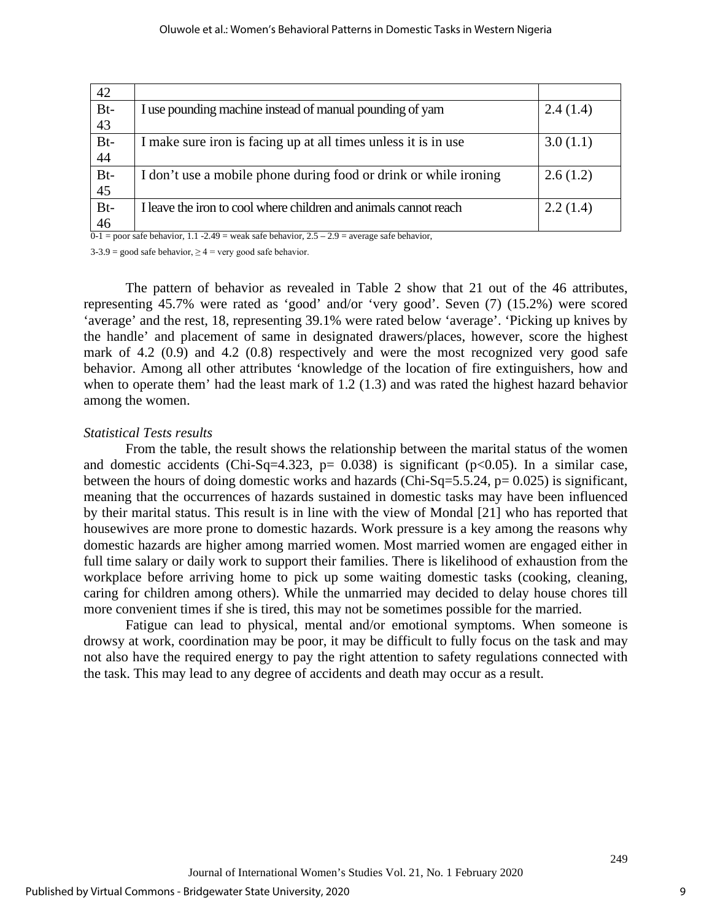| | | |
|---|---|---|
| 42 | | |
| Bt-43 | I use pounding machine instead of manual pounding of yam | 2.4 (1.4) |
| Bt-44 | I make sure iron is facing up at all times unless it is in use | 3.0 (1.1) |
| Bt-45 | I don't use a mobile phone during food or drink or while ironing | 2.6 (1.2) |
| Bt-46 | I leave the iron to cool where children and animals cannot reach | 2.2 (1.4) |

0-1 = poor safe behavior, 1.1 -2.49 = weak safe behavior, 2.5 – 2.9 = average safe behavior,

3-3.9 = good safe behavior, ≥ 4 = very good safe behavior.

The pattern of behavior as revealed in Table 2 show that 21 out of the 46 attributes, representing 45.7% were rated as 'good' and/or 'very good'. Seven (7) (15.2%) were scored 'average' and the rest, 18, representing 39.1% were rated below 'average'. 'Picking up knives by the handle' and placement of same in designated drawers/places, however, score the highest mark of 4.2 (0.9) and 4.2 (0.8) respectively and were the most recognized very good safe behavior. Among all other attributes 'knowledge of the location of fire extinguishers, how and when to operate them' had the least mark of 1.2 (1.3) and was rated the highest hazard behavior among the women.

*Statistical Tests results*

From the table, the result shows the relationship between the marital status of the women and domestic accidents (Chi-Sq=4.323, p= 0.038) is significant ($p<0.05$). In a similar case, between the hours of doing domestic works and hazards (Chi-Sq=5.5.24, p= 0.025) is significant, meaning that the occurrences of hazards sustained in domestic tasks may have been influenced by their marital status. This result is in line with the view of Mondal [21] who has reported that housewives are more prone to domestic hazards. Work pressure is a key among the reasons why domestic hazards are higher among married women. Most married women are engaged either in full time salary or daily work to support their families. There is likelihood of exhaustion from the workplace before arriving home to pick up some waiting domestic tasks (cooking, cleaning, caring for children among others). While the unmarried may decided to delay house chores till more convenient times if she is tired, this may not be sometimes possible for the married.

Fatigue can lead to physical, mental and/or emotional symptoms. When someone is drowsy at work, coordination may be poor, it may be difficult to fully focus on the task and may not also have the required energy to pay the right attention to safety regulations connected with the task. This may lead to any degree of accidents and death may occur as a result.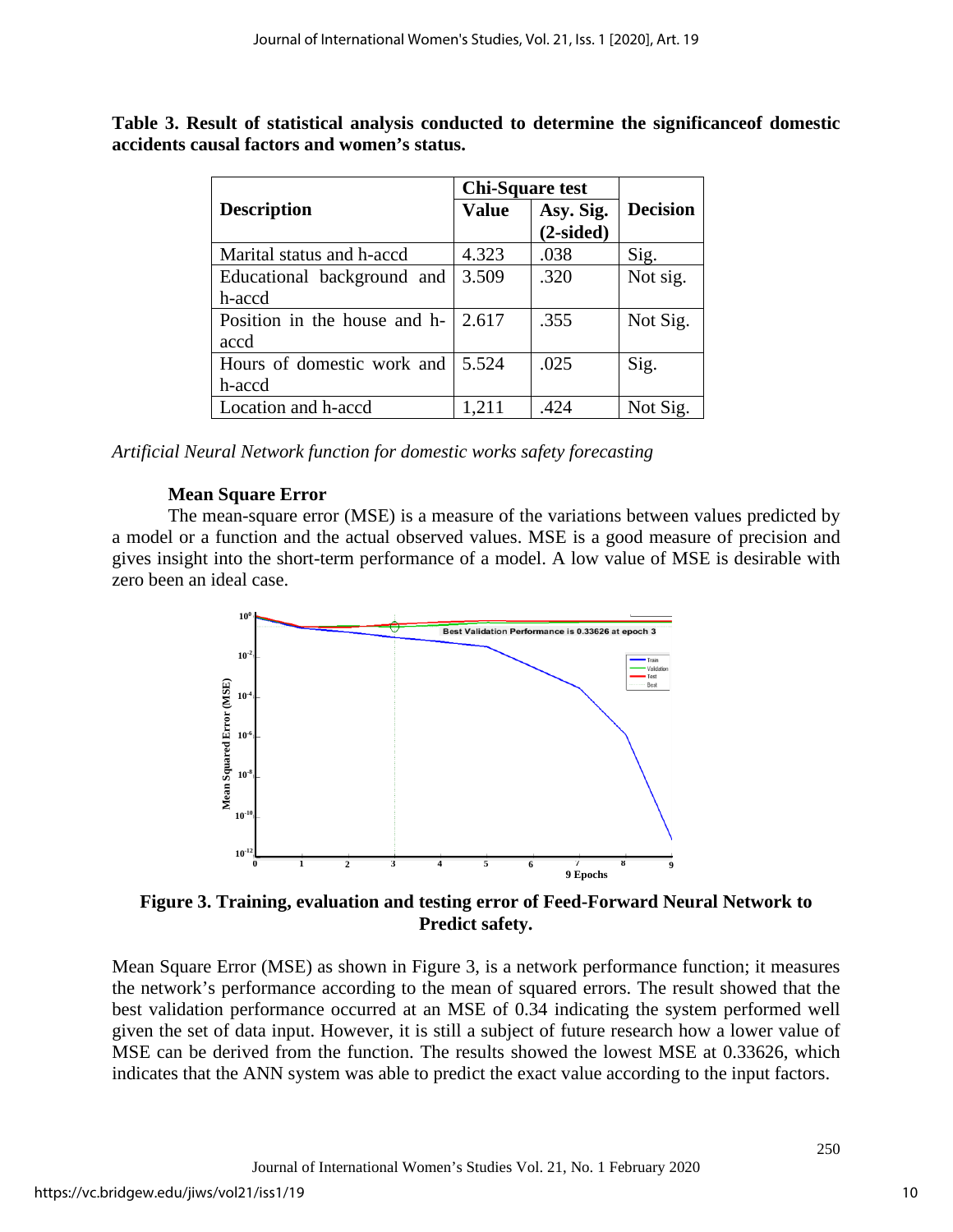**Table 3. Result of statistical analysis conducted to determine the significanceof domestic accidents causal factors and women's status.**

| Description | Chi-Square test | | Decision |
|---|---|---|---|
| | Value | Asy. Sig. (2-sided) | |
| Marital status and h-accd | 4.323 | .038 | Sig. |
| Educational background and h-accd | 3.509 | .320 | Not sig. |
| Position in the house and h-accd | 2.617 | .355 | Not Sig. |
| Hours of domestic work and h-accd | 5.524 | .025 | Sig. |
| Location and h-accd | 1,211 | .424 | Not Sig. |

*Artificial Neural Network function for domestic works safety forecasting*

**Mean Square Error**

The mean-square error (MSE) is a measure of the variations between values predicted by a model or a function and the actual observed values. MSE is a good measure of precision and gives insight into the short-term performance of a model. A low value of MSE is desirable with zero been an ideal case.

**Figure 3. Training, evaluation and testing error of Feed-Forward Neural Network to Predict safety.**

Mean Square Error (MSE) as shown in Figure 3, is a network performance function; it measures the network's performance according to the mean of squared errors. The result showed that the best validation performance occurred at an MSE of 0.34 indicating the system performed well given the set of data input. However, it is still a subject of future research how a lower value of MSE can be derived from the function. The results showed the lowest MSE at 0.33626, which indicates that the ANN system was able to predict the exact value according to the input factors.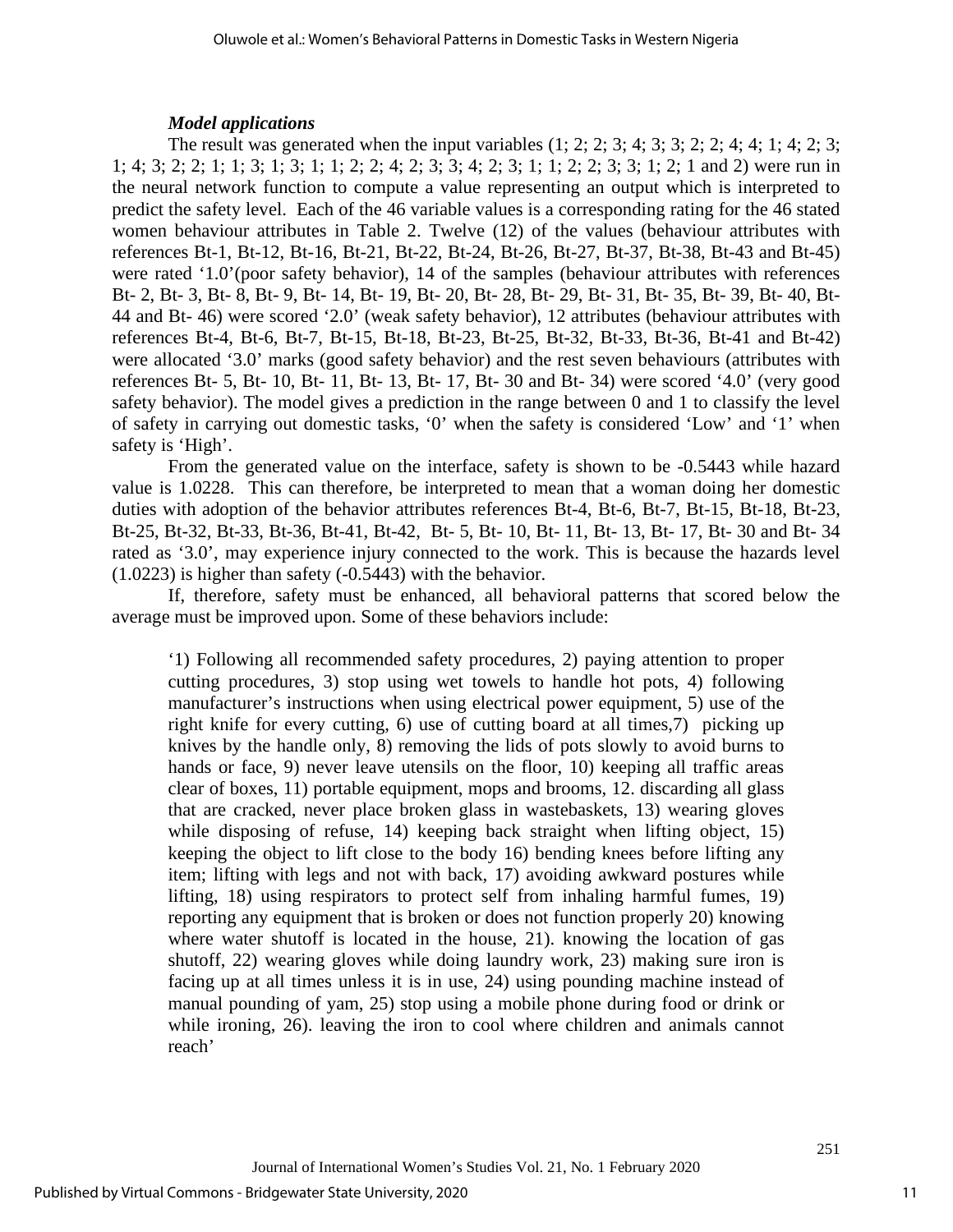### *Model applications*

The result was generated when the input variables (1; 2; 2; 3; 4; 3; 3; 2; 2; 4; 4; 1; 4; 2; 3; 1; 4; 3; 2; 2; 1; 1; 3; 1; 3; 1; 1; 2; 2; 4; 2; 3; 3; 4; 2; 3; 1; 1; 2; 2; 3; 3; 1; 2; 1 and 2) were run in the neural network function to compute a value representing an output which is interpreted to predict the safety level. Each of the 46 variable values is a corresponding rating for the 46 stated women behaviour attributes in Table 2. Twelve (12) of the values (behaviour attributes with references Bt-1, Bt-12, Bt-16, Bt-21, Bt-22, Bt-24, Bt-26, Bt-27, Bt-37, Bt-38, Bt-43 and Bt-45) were rated '1.0'(poor safety behavior), 14 of the samples (behaviour attributes with references Bt- 2, Bt- 3, Bt- 8, Bt- 9, Bt- 14, Bt- 19, Bt- 20, Bt- 28, Bt- 29, Bt- 31, Bt- 35, Bt- 39, Bt- 40, Bt- 44 and Bt- 46) were scored '2.0' (weak safety behavior), 12 attributes (behaviour attributes with references Bt-4, Bt-6, Bt-7, Bt-15, Bt-18, Bt-23, Bt-25, Bt-32, Bt-33, Bt-36, Bt-41 and Bt-42) were allocated '3.0' marks (good safety behavior) and the rest seven behaviours (attributes with references Bt- 5, Bt- 10, Bt- 11, Bt- 13, Bt- 17, Bt- 30 and Bt- 34) were scored '4.0' (very good safety behavior). The model gives a prediction in the range between 0 and 1 to classify the level of safety in carrying out domestic tasks, '0' when the safety is considered 'Low' and '1' when safety is 'High'.

From the generated value on the interface, safety is shown to be -0.5443 while hazard value is 1.0228. This can therefore, be interpreted to mean that a woman doing her domestic duties with adoption of the behavior attributes references Bt-4, Bt-6, Bt-7, Bt-15, Bt-18, Bt-23, Bt-25, Bt-32, Bt-33, Bt-36, Bt-41, Bt-42, Bt- 5, Bt- 10, Bt- 11, Bt- 13, Bt- 17, Bt- 30 and Bt- 34 rated as '3.0', may experience injury connected to the work. This is because the hazards level (1.0223) is higher than safety (-0.5443) with the behavior.

If, therefore, safety must be enhanced, all behavioral patterns that scored below the average must be improved upon. Some of these behaviors include:

> '1) Following all recommended safety procedures, 2) paying attention to proper cutting procedures, 3) stop using wet towels to handle hot pots, 4) following manufacturer's instructions when using electrical power equipment, 5) use of the right knife for every cutting, 6) use of cutting board at all times,7) picking up knives by the handle only, 8) removing the lids of pots slowly to avoid burns to hands or face, 9) never leave utensils on the floor, 10) keeping all traffic areas clear of boxes, 11) portable equipment, mops and brooms, 12. discarding all glass that are cracked, never place broken glass in wastebaskets, 13) wearing gloves while disposing of refuse, 14) keeping back straight when lifting object, 15) keeping the object to lift close to the body 16) bending knees before lifting any item; lifting with legs and not with back, 17) avoiding awkward postures while lifting, 18) using respirators to protect self from inhaling harmful fumes, 19) reporting any equipment that is broken or does not function properly 20) knowing where water shutoff is located in the house, 21). knowing the location of gas shutoff, 22) wearing gloves while doing laundry work, 23) making sure iron is facing up at all times unless it is in use, 24) using pounding machine instead of manual pounding of yam, 25) stop using a mobile phone during food or drink or while ironing, 26). leaving the iron to cool where children and animals cannot reach'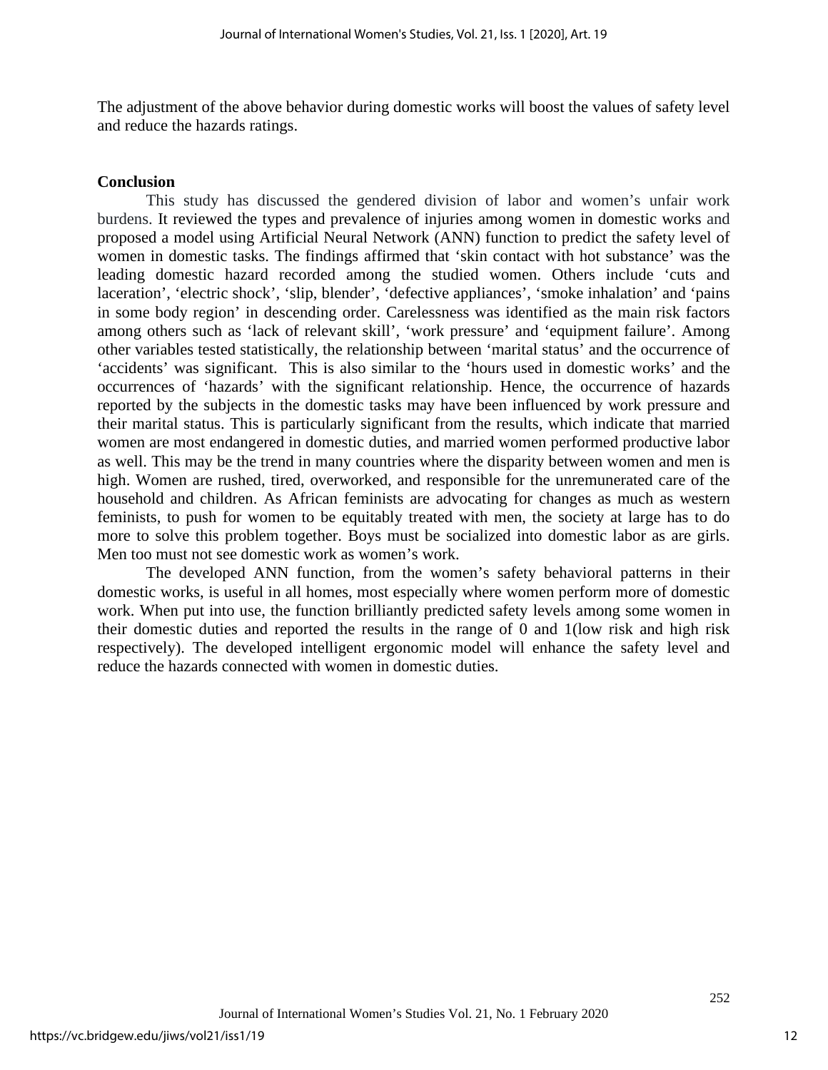The adjustment of the above behavior during domestic works will boost the values of safety level and reduce the hazards ratings.

## Conclusion

This study has discussed the gendered division of labor and women's unfair work burdens. It reviewed the types and prevalence of injuries among women in domestic works and proposed a model using Artificial Neural Network (ANN) function to predict the safety level of women in domestic tasks. The findings affirmed that 'skin contact with hot substance' was the leading domestic hazard recorded among the studied women. Others include 'cuts and laceration', 'electric shock', 'slip, blender', 'defective appliances', 'smoke inhalation' and 'pains in some body region' in descending order. Carelessness was identified as the main risk factors among others such as 'lack of relevant skill', 'work pressure' and 'equipment failure'. Among other variables tested statistically, the relationship between 'marital status' and the occurrence of 'accidents' was significant. This is also similar to the 'hours used in domestic works' and the occurrences of 'hazards' with the significant relationship. Hence, the occurrence of hazards reported by the subjects in the domestic tasks may have been influenced by work pressure and their marital status. This is particularly significant from the results, which indicate that married women are most endangered in domestic duties, and married women performed productive labor as well. This may be the trend in many countries where the disparity between women and men is high. Women are rushed, tired, overworked, and responsible for the unremunerated care of the household and children. As African feminists are advocating for changes as much as western feminists, to push for women to be equitably treated with men, the society at large has to do more to solve this problem together. Boys must be socialized into domestic labor as are girls. Men too must not see domestic work as women's work.

The developed ANN function, from the women's safety behavioral patterns in their domestic works, is useful in all homes, most especially where women perform more of domestic work. When put into use, the function brilliantly predicted safety levels among some women in their domestic duties and reported the results in the range of 0 and 1(low risk and high risk respectively). The developed intelligent ergonomic model will enhance the safety level and reduce the hazards connected with women in domestic duties.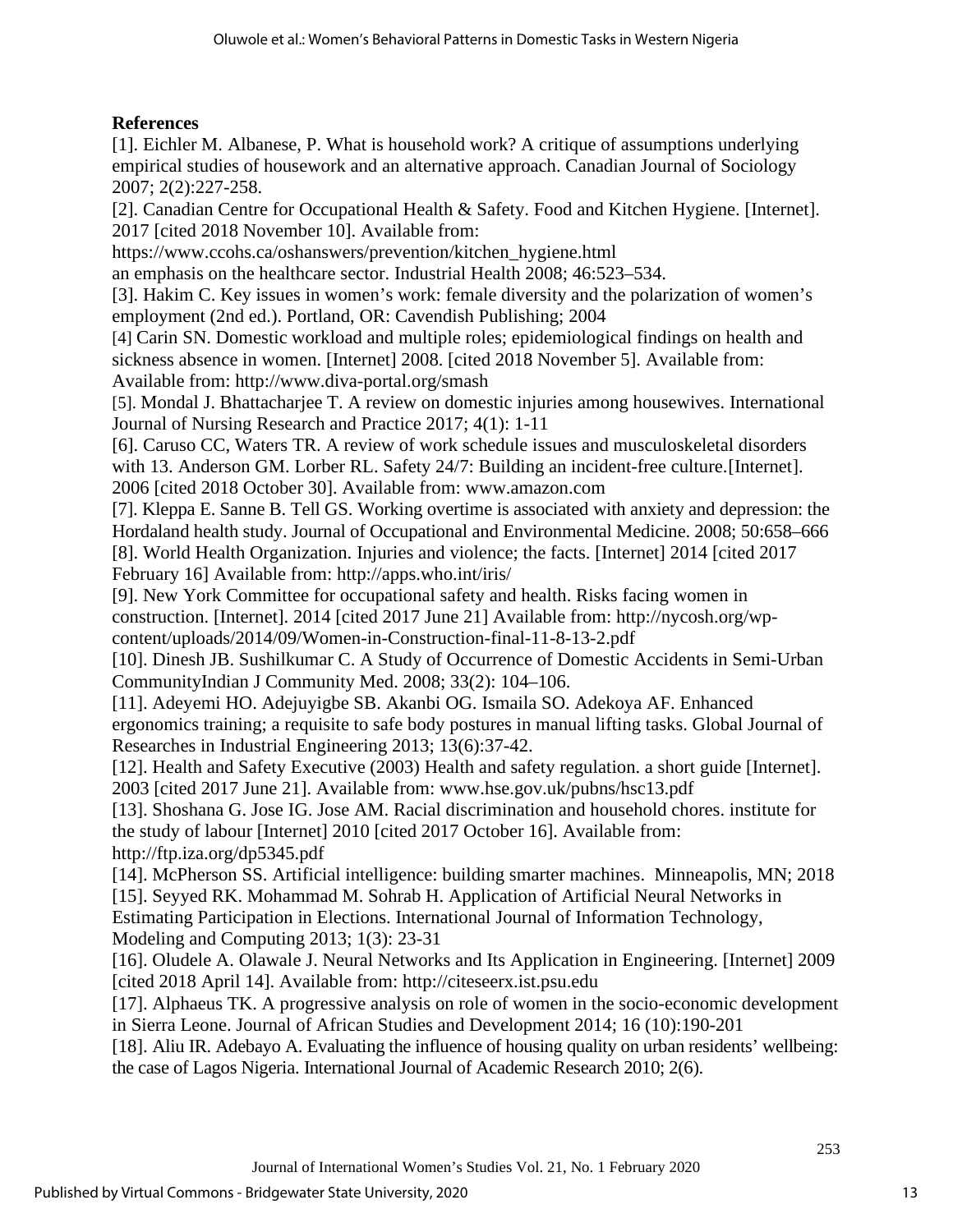**References**

[1]. Eichler M. Albanese, P. What is household work? A critique of assumptions underlying empirical studies of housework and an alternative approach. Canadian Journal of Sociology 2007; 2(2):227-258.

[2]. Canadian Centre for Occupational Health & Safety. Food and Kitchen Hygiene. [Internet]. 2017 [cited 2018 November 10]. Available from: https://www.ccohs.ca/oshanswers/prevention/kitchen_hygiene.html an emphasis on the healthcare sector. Industrial Health 2008; 46:523–534.

[3]. Hakim C. Key issues in women's work: female diversity and the polarization of women's employment (2nd ed.). Portland, OR: Cavendish Publishing; 2004

[4] Carin SN. Domestic workload and multiple roles; epidemiological findings on health and sickness absence in women. [Internet] 2008. [cited 2018 November 5]. Available from: Available from: http://www.diva-portal.org/smash

[5]. Mondal J. Bhattacharjee T. A review on domestic injuries among housewives. International Journal of Nursing Research and Practice 2017; 4(1): 1-11

[6]. Caruso CC, Waters TR. A review of work schedule issues and musculoskeletal disorders with 13. Anderson GM. Lorber RL. Safety 24/7: Building an incident-free culture.[Internet]. 2006 [cited 2018 October 30]. Available from: www.amazon.com

[7]. Kleppa E. Sanne B. Tell GS. Working overtime is associated with anxiety and depression: the Hordaland health study. Journal of Occupational and Environmental Medicine. 2008; 50:658–666

[8]. World Health Organization. Injuries and violence; the facts. [Internet] 2014 [cited 2017 February 16] Available from: http://apps.who.int/iris/

[9]. New York Committee for occupational safety and health. Risks facing women in construction. [Internet]. 2014 [cited 2017 June 21] Available from: http://nycosh.org/wp-content/uploads/2014/09/Women-in-Construction-final-11-8-13-2.pdf

[10]. Dinesh JB. Sushilkumar C. A Study of Occurrence of Domestic Accidents in Semi-Urban CommunityIndian J Community Med. 2008; 33(2): 104–106.

[11]. Adeyemi HO. Adejuyigbe SB. Akanbi OG. Ismaila SO. Adekoya AF. Enhanced ergonomics training; a requisite to safe body postures in manual lifting tasks. Global Journal of Researches in Industrial Engineering 2013; 13(6):37-42.

[12]. Health and Safety Executive (2003) Health and safety regulation. a short guide [Internet]. 2003 [cited 2017 June 21]. Available from: www.hse.gov.uk/pubns/hsc13.pdf

[13]. Shoshana G. Jose IG. Jose AM. Racial discrimination and household chores. institute for the study of labour [Internet] 2010 [cited 2017 October 16]. Available from: http://ftp.iza.org/dp5345.pdf

[14]. McPherson SS. Artificial intelligence: building smarter machines. Minneapolis, MN; 2018

[15]. Seyyed RK. Mohammad M. Sohrab H. Application of Artificial Neural Networks in Estimating Participation in Elections. International Journal of Information Technology, Modeling and Computing 2013; 1(3): 23-31

[16]. Oludele A. Olawale J. Neural Networks and Its Application in Engineering. [Internet] 2009 [cited 2018 April 14]. Available from: http://citeseerx.ist.psu.edu

[17]. Alphaeus TK. A progressive analysis on role of women in the socio-economic development in Sierra Leone. Journal of African Studies and Development 2014; 16 (10):190-201

[18]. Aliu IR. Adebayo A. Evaluating the influence of housing quality on urban residents' wellbeing: the case of Lagos Nigeria. International Journal of Academic Research 2010; 2(6).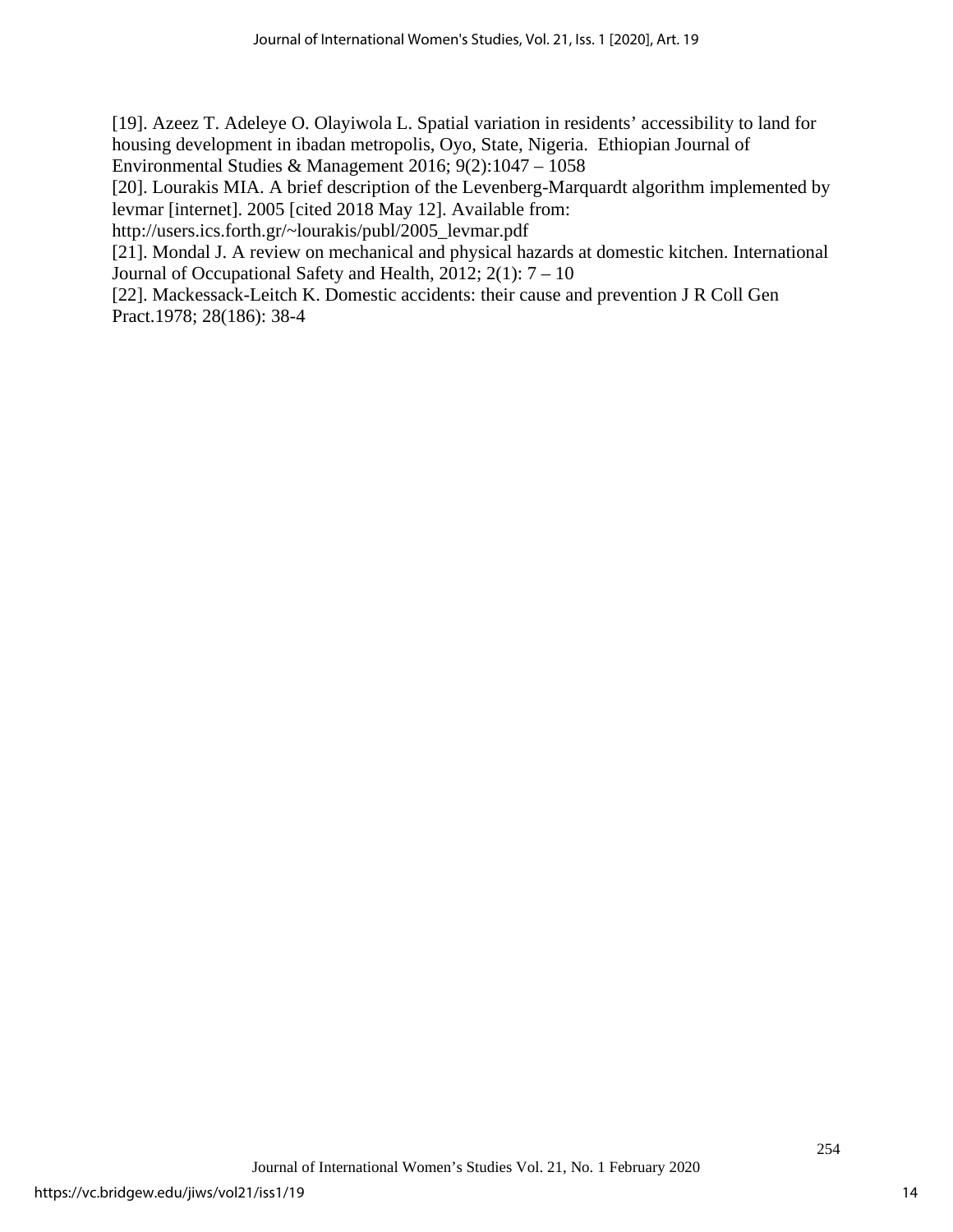[19]. Azeez T. Adeleye O. Olayiwola L. Spatial variation in residents' accessibility to land for housing development in ibadan metropolis, Oyo, State, Nigeria. Ethiopian Journal of Environmental Studies & Management 2016; 9(2):1047 – 1058

[20]. Lourakis MIA. A brief description of the Levenberg-Marquardt algorithm implemented by levmar [internet]. 2005 [cited 2018 May 12]. Available from: http://users.ics.forth.gr/~lourakis/publ/2005_levmar.pdf

[21]. Mondal J. A review on mechanical and physical hazards at domestic kitchen. International Journal of Occupational Safety and Health, 2012; 2(1): 7 – 10

[22]. Mackessack-Leitch K. Domestic accidents: their cause and prevention J R Coll Gen Pract.1978; 28(186): 38-4